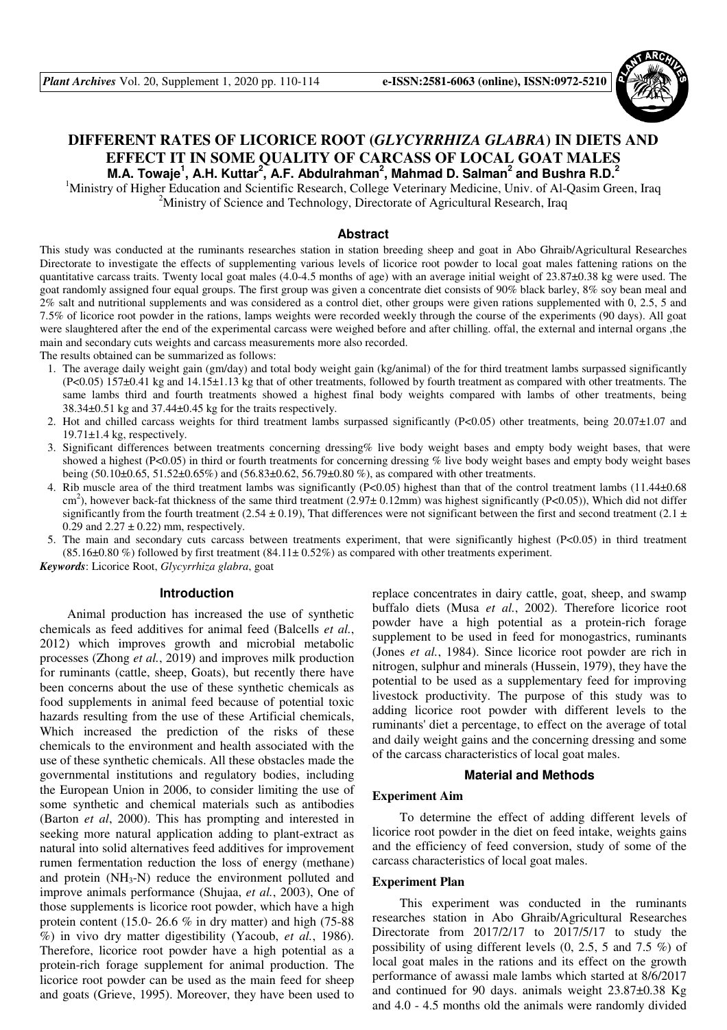# DIFFERENT RATES OF LICORICE ROOT (*GLYCYRRHIZA GLABRA*) IN DIETS AND EFFECT IT IN SOME QUALITY OF CARCASS OF LOCAL GOAT MALES

**M.A. Towaje[1], A.H. Kuttar[2], A.F. Abdulrahman[2], Mahmad D. Salman[2] and Bushra R.D.[2]**

[1]Ministry of Higher Education and Scientific Research, College Veterinary Medicine, Univ. of Al-Qasim Green, Iraq

[2]Ministry of Science and Technology, Directorate of Agricultural Research, Iraq

## Abstract

This study was conducted at the ruminants researches station in station breeding sheep and goat in Abo Ghraib/Agricultural Researches Directorate to investigate the effects of supplementing various levels of licorice root powder to local goat males fattening rations on the quantitative carcass traits. Twenty local goat males (4.0-4.5 months of age) with an average initial weight of 23.87±0.38 kg were used. The goat randomly assigned four equal groups. The first group was given a concentrate diet consists of 90% black barley, 8% soy bean meal and 2% salt and nutritional supplements and was considered as a control diet, other groups were given rations supplemented with 0, 2.5, 5 and 7.5% of licorice root powder in the rations, lamps weights were recorded weekly through the course of the experiments (90 days). All goat were slaughtered after the end of the experimental carcass were weighed before and after chilling. offal, the external and internal organs ,the main and secondary cuts weights and carcass measurements more also recorded.

The results obtained can be summarized as follows:

1. The average daily weight gain (gm/day) and total body weight gain (kg/animal) of the for third treatment lambs surpassed significantly ($P<0.05$) 157±0.41 kg and 14.15±1.13 kg that of other treatments, followed by fourth treatment as compared with other treatments. The same lambs third and fourth treatments showed a highest final body weights compared with lambs of other treatments, being 38.34±0.51 kg and 37.44±0.45 kg for the traits respectively.
2. Hot and chilled carcass weights for third treatment lambs surpassed significantly ($P<0.05$) other treatments, being 20.07±1.07 and 19.71±1.4 kg, respectively.
3. Significant differences between treatments concerning dressing% live body weight bases and empty body weight bases, that were showed a highest ($P<0.05$) in third or fourth treatments for concerning dressing % live body weight bases and empty body weight bases being (50.10±0.65, 51.52±0.65%) and (56.83±0.62, 56.79±0.80 %), as compared with other treatments.
4. Rib muscle area of the third treatment lambs was significantly ($P<0.05$) highest than that of the control treatment lambs (11.44±0.68 $cm^2$), however back-fat thickness of the same third treatment (2.97± 0.12mm) was highest significantly ($P<0.05$)), Which did not differ significantly from the fourth treatment (2.54 ± 0.19), That differences were not significant between the first and second treatment (2.1 ± 0.29 and 2.27 ± 0.22) mm, respectively.
5. The main and secondary cuts carcass between treatments experiment, that were significantly highest ($P<0.05$) in third treatment (85.16±0.80 %) followed by first treatment (84.11± 0.52%) as compared with other treatments experiment.

***Keywords***: Licorice Root, *Glycyrrhiza glabra*, goat

## Introduction

Animal production has increased the use of synthetic chemicals as feed additives for animal feed (Balcells *et al.*, 2012) which improves growth and microbial metabolic processes (Zhong *et al.*, 2019) and improves milk production for ruminants (cattle, sheep, Goats), but recently there have been concerns about the use of these synthetic chemicals as food supplements in animal feed because of potential toxic hazards resulting from the use of these Artificial chemicals, Which increased the prediction of the risks of these chemicals to the environment and health associated with the use of these synthetic chemicals. All these obstacles made the governmental institutions and regulatory bodies, including the European Union in 2006, to consider limiting the use of some synthetic and chemical materials such as antibodies (Barton *et al*, 2000). This has prompting and interested in seeking more natural application adding to plant-extract as natural into solid alternatives feed additives for improvement rumen fermentation reduction the loss of energy (methane) and protein ($NH_3$-N) reduce the environment polluted and improve animals performance (Shujaa, *et al.*, 2003), One of those supplements is licorice root powder, which have a high protein content (15.0- 26.6 % in dry matter) and high (75-88 %) in vivo dry matter digestibility (Yacoub, *et al.*, 1986). Therefore, licorice root powder have a high potential as a protein-rich forage supplement for animal production. The licorice root powder can be used as the main feed for sheep and goats (Grieve, 1995). Moreover, they have been used to replace concentrates in dairy cattle, goat, sheep, and swamp buffalo diets (Musa *et al.*, 2002). Therefore licorice root powder have a high potential as a protein-rich forage supplement to be used in feed for monogastrics, ruminants (Jones *et al.*, 1984). Since licorice root powder are rich in nitrogen, sulphur and minerals (Hussein, 1979), they have the potential to be used as a supplementary feed for improving livestock productivity. The purpose of this study was to adding licorice root powder with different levels to the ruminants' diet a percentage, to effect on the average of total and daily weight gains and the concerning dressing and some of the carcass characteristics of local goat males.

## Material and Methods

### Experiment Aim

To determine the effect of adding different levels of licorice root powder in the diet on feed intake, weights gains and the efficiency of feed conversion, study of some of the carcass characteristics of local goat males.

### Experiment Plan

This experiment was conducted in the ruminants researches station in Abo Ghraib/Agricultural Researches Directorate from 2017/2/17 to 2017/5/17 to study the possibility of using different levels (0, 2.5, 5 and 7.5 %) of local goat males in the rations and its effect on the growth performance of awassi male lambs which started at 8/6/2017 and continued for 90 days. animals weight 23.87±0.38 Kg and 4.0 - 4.5 months old the animals were randomly divided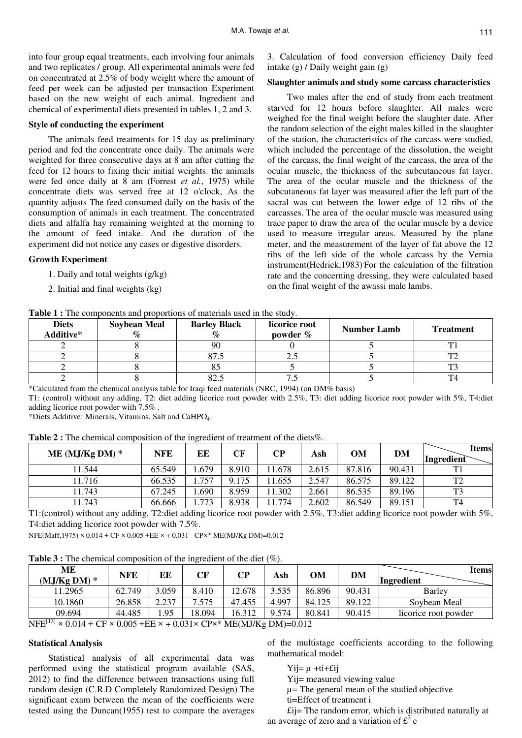into four group equal treatments, each involving four animals and two replicates / group. All experimental animals were fed on concentrated at 2.5% of body weight where the amount of feed per week can be adjusted per transaction Experiment based on the new weight of each animal. Ingredient and chemical of experimental diets presented in tables 1, 2 and 3.

**Style of conducting the experiment**

The animals feed treatments for 15 day as preliminary period and fed the concentrate once daily. The animals were weighted for three consecutive days at 8 am after cutting the feed for 12 hours to fixing their initial weights. the animals were fed once daily at 8 am (Forrest *et al.*, 1975) while concentrate diets was served free at 12 o'clock, As the quantity adjusts The feed consumed daily on the basis of the consumption of animals in each treatment. The concentrated diets and alfalfa hay remaining weighted at the morning to the amount of feed intake. And the duration of the experiment did not notice any cases or digestive disorders.

**Growth Experiment**

1. Daily and total weights (g/kg)
2. Initial and final weights (kg)
3. Calculation of food conversion efficiency Daily feed intake (g) / Daily weight gain (g)

**Slaughter animals and study some carcass characteristics**

Two males after the end of study from each treatment starved for 12 hours before slaughter. All males were weighed for the final weight before the slaughter date. After the random selection of the eight males killed in the slaughter of the station, the characteristics of the carcass were studied, which included the percentage of the dissolution, the weight of the carcass, the final weight of the carcass, the area of the ocular muscle, the thickness of the subcutaneous fat layer. The area of the ocular muscle and the thickness of the subcutaneous fat layer was measured after the left part of the sacral was cut between the lower edge of 12 ribs of the carcasses. The area of the ocular muscle was measured using trace paper to draw the area of the ocular muscle by a device used to measure irregular areas. Measured by the plane meter, and the measurement of the layer of fat above the 12 ribs of the left side of the whole carcass by the Vernia instrument(Hedrick,1983). For the calculation of the filtration rate and the concerning dressing, they were calculated based on the final weight of the awassi male lambs.

**Table 1 :** The components and proportions of materials used in the study.

| Diets Additive* | Soybean Meal % | Barley Black % | licorice root powder % | Number Lamb | Treatment |
|---|---|---|---|---|---|
| 2 | 8 | 90 | 0 | 5 | T1 |
| 2 | 8 | 87.5 | 2.5 | 5 | T2 |
| 2 | 8 | 85 | 5 | 5 | T3 |
| 2 | 8 | 82.5 | 7.5 | 5 | T4 |

*Calculated from the chemical analysis table for Iraqi feed materials (NRC, 1994) (on DM% basis)

T1: (control) without any adding, T2: diet adding licorice root powder with 2.5%, T3: diet adding licorice root powder with 5%, T4:diet adding licorice root powder with 7.5% .

*Diets Additive: Minerals, Vitamins, Salt and $CaHPO_4$.

**Table 2 :** The chemical composition of the ingredient of treatment of the diets%.

| ME (MJ/Kg DM) * | NFE | EE | CF | CP | Ash | OM | DM | Items / Ingredient |
|---|---|---|---|---|---|---|---|---|
| 11.544 | 65.549 | 1.679 | 8.910 | 11.678 | 2.615 | 87.816 | 90.431 | T1 |
| 11.716 | 66.535 | 1.757 | 9.175 | 11.655 | 2.547 | 86.575 | 89.122 | T2 |
| 11.743 | 67.245 | 1.690 | 8.959 | 11.302 | 2.661 | 86.535 | 89.196 | T3 |
| 11.743 | 66.666 | 1.773 | 8.938 | 11.774 | 2.602 | 86.549 | 89.151 | T4 |

T1:(control) without any adding, T2:diet adding licorice root powder with 2.5%, T3:diet adding licorice root powder with 5%, T4:diet adding licorice root powder with 7.5%.

NFE(Maff,1975) × 0.014 + CF × 0.005 +EE × + 0.031 CP×* ME(MJ/Kg DM)=0.012

**Table 3 :** The chemical composition of the ingredient of the diet (%).

| ME (MJ/Kg DM) * | NFE | EE | CF | CP | Ash | OM | DM | Items / Ingredient |
|---|---|---|---|---|---|---|---|---|
| 11.2965 | 62.749 | 3.059 | 8.410 | 12.678 | 3.535 | 86.896 | 90.431 | Barley |
| 10.1860 | 26.858 | 2.237 | 7.575 | 47.455 | 4.997 | 84.125 | 89.122 | Soybean Meal |
| 09.694 | 44.485 | 1.95 | 18.094 | 16.312 | 9.574 | 80.841 | 90.415 | licorice root powder |

NFE[13] × 0.014 + CF × 0.005 +EE × + 0.031× CP×* ME(MJ/Kg DM)=0.012

**Statistical Analysis**

Statistical analysis of all experimental data was performed using the statistical program available (SAS, 2012) to find the difference between transactions using full random design (C.R.D Completely Randomized Design) The significant exam between the mean of the coefficients were tested using the Duncan(1955) test to compare the averages of the multistage coefficients according to the following mathematical model:

$Yij= \mu + ti + £ij$

Yij= measured viewing value

μ= The general mean of the studied objective

ti=Effect of treatment i

£ij= The random error, which is distributed naturally at an average of zero and a variation of $£^2$ e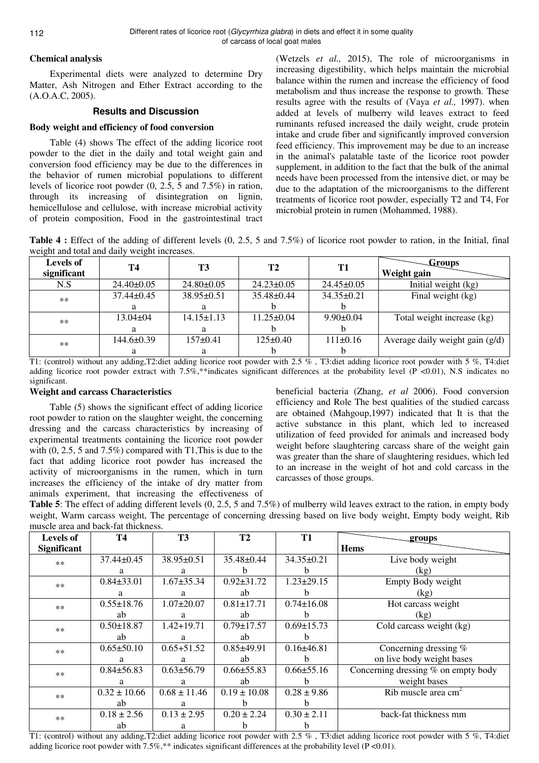### Chemical analysis

Experimental diets were analyzed to determine Dry Matter, Ash Nitrogen and Ether Extract according to the (A.O.A.C, 2005).

## Results and Discussion

### Body weight and efficiency of food conversion

Table (4) shows The effect of the adding licorice root powder to the diet in the daily and total weight gain and conversion food efficiency may be due to the differences in the behavior of rumen microbial populations to different levels of licorice root powder (0, 2.5, 5 and 7.5%) in ration, through its increasing of disintegration on lignin, hemicellulose and cellulose, with increase microbial activity of protein composition, Food in the gastrointestinal tract (Wetzels *et al.,* 2015), The role of microorganisms in increasing digestibility, which helps maintain the microbial balance within the rumen and increase the efficiency of food metabolism and thus increase the response to growth. These results agree with the results of (Vaya *et al.,* 1997). when added at levels of mulberry wild leaves extract to feed ruminants refused increased the daily weight, crude protein intake and crude fiber and significantly improved conversion feed efficiency. This improvement may be due to an increase in the animal's palatable taste of the licorice root powder supplement, in addition to the fact that the bulk of the animal needs have been processed from the intensive diet, or may be due to the adaptation of the microorganisms to the different treatments of licorice root powder, especially T2 and T4, For microbial protein in rumen (Mohammed, 1988).

**Table 4 :** Effect of the adding of different levels (0, 2.5, 5 and 7.5%) of licorice root powder to ration, in the Initial, final weight and total and daily weight increases.

| Levels of significant | T4 | T3 | T2 | T1 | Groups / Weight gain |
|---|---|---|---|---|---|
| N.S | 24.40±0.05 | 24.80±0.05 | 24.23±0.05 | 24.45±0.05 | Initial weight (kg) |
| ** | 37.44±0.45 a | 38.95±0.51 a | 35.48±0.44 b | 34.35±0.21 b | Final weight (kg) |
| ** | 13.04±04 a | 14.15±1.13 a | 11.25±0.04 b | 9.90±0.04 b | Total weight increase (kg) |
| ** | 144.6±0.39 a | 157±0.41 a | 125±0.40 b | 111±0.16 b | Average daily weight gain (g/d) |

T1: (control) without any adding,T2:diet adding licorice root powder with 2.5 % , T3:diet adding licorice root powder with 5 %, T4:diet adding licorice root powder extract with 7.5%,**indicates significant differences at the probability level (P <0.01), N.S indicates no significant.

### Weight and carcass Characteristics

Table (5) shows the significant effect of adding licorice root powder to ration on the slaughter weight, the concerning dressing and the carcass characteristics by increasing of experimental treatments containing the licorice root powder with (0, 2.5, 5 and 7.5%) compared with T1,This is due to the fact that adding licorice root powder has increased the activity of microorganisms in the rumen, which in turn increases the efficiency of the intake of dry matter from animals experiment, that increasing the effectiveness of beneficial bacteria (Zhang, *et al* 2006). Food conversion efficiency and Role The best qualities of the studied carcass are obtained (Mahgoup,1997) indicated that It is that the active substance in this plant, which led to increased utilization of feed provided for animals and increased body weight before slaughtering carcass share of the weight gain was greater than the share of slaughtering residues, which led to an increase in the weight of hot and cold carcass in the carcasses of those groups.

**Table 5**: The effect of adding different levels (0, 2.5, 5 and 7.5%) of mulberry wild leaves extract to the ration, in empty body weight, Warm carcass weight, The percentage of concerning dressing based on live body weight, Empty body weight, Rib muscle area and back-fat thickness.

| Levels of Significant | T4 | T3 | T2 | T1 | groups / Hems |
|---|---|---|---|---|---|
| ** | 37.44±0.45 a | 38.95±0.51 a | 35.48±0.44 b | 34.35±0.21 b | Live body weight (kg) |
| ** | 0.84±33.01 a | 1.67±35.34 a | 0.92±31.72 ab | 1.23±29.15 b | Empty Body weight (kg) |
| ** | 0.55±18.76 ab | 1.07±20.07 a | 0.81±17.71 ab | 0.74±16.08 b | Hot carcass weight (kg) |
| ** | 0.50±18.87 ab | 1.42+19.71 a | 0.79±17.57 ab | 0.69±15.73 b | Cold carcass weight (kg) |
| ** | 0.65±50.10 a | 0.65+51.52 a | 0.85±49.91 ab | 0.16±46.81 b | Concerning dressing % on live body weight bases |
| ** | 0.84±56.83 a | 0.63±56.79 a | 0.66±55.83 ab | 0.66±55.16 b | Concerning dressing % on empty body weight bases |
| ** | 0.32 ± 10.66 ab | 0.68 ± 11.46 a | 0.19 ± 10.08 b | 0.28 ± 9.86 b | Rib muscle area $cm^2$ |
| ** | 0.18 ± 2.56 ab | 0.13 ± 2.95 a | 0.20 ± 2.24 b | 0.30 ± 2.11 b | back-fat thickness mm |

T1: (control) without any adding,T2:diet adding licorice root powder with 2.5 % , T3:diet adding licorice root powder with 5 %, T4:diet adding licorice root powder with 7.5%,** indicates significant differences at the probability level (P <0.01).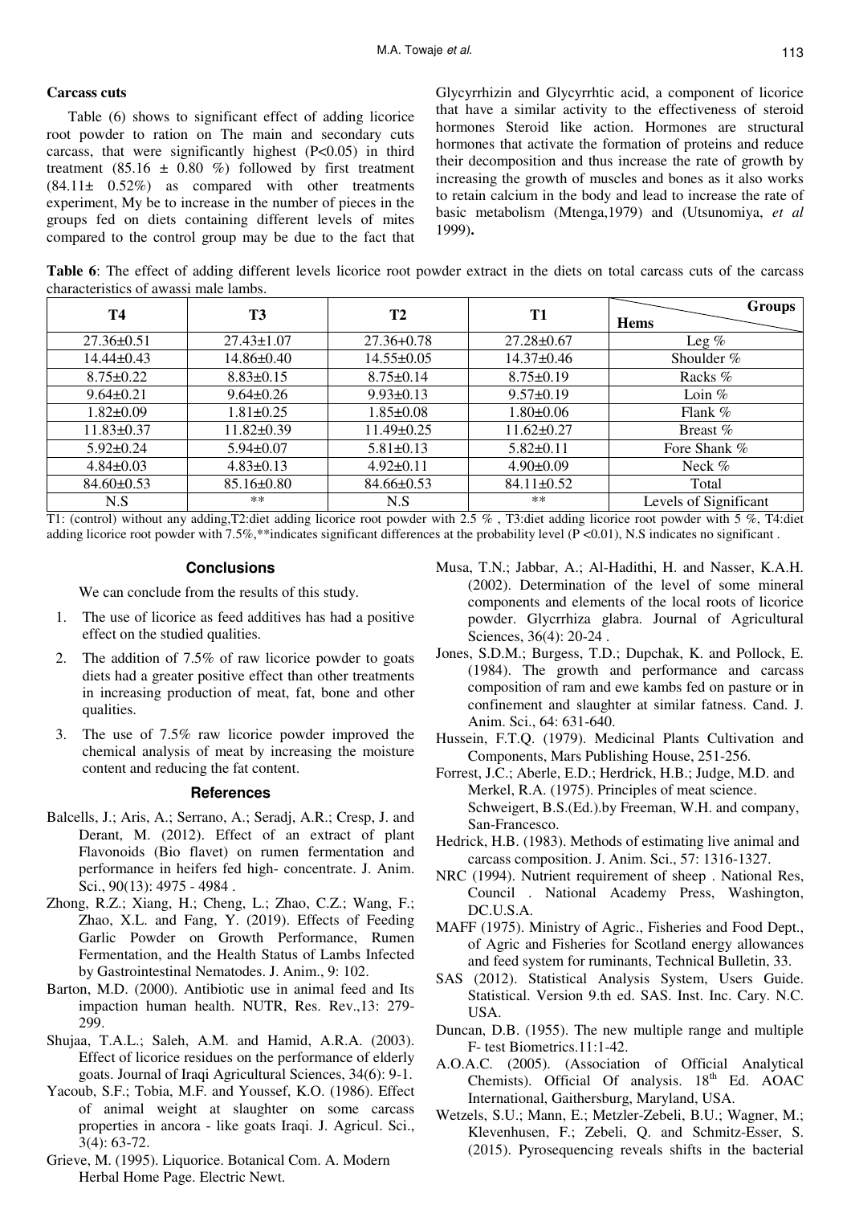### Carcass cuts

Table (6) shows to significant effect of adding licorice root powder to ration on The main and secondary cuts carcass, that were significantly highest (P<0.05) in third treatment (85.16 ± 0.80 %) followed by first treatment (84.11± 0.52%) as compared with other treatments experiment, My be to increase in the number of pieces in the groups fed on diets containing different levels of mites compared to the control group may be due to the fact that Glycyrrhizin and Glycyrrhtic acid, a component of licorice that have a similar activity to the effectiveness of steroid hormones Steroid like action. Hormones are structural hormones that activate the formation of proteins and reduce their decomposition and thus increase the rate of growth by increasing the growth of muscles and bones as it also works to retain calcium in the body and lead to increase the rate of basic metabolism (Mtenga,1979) and (Utsunomiya, *et al* 1999)**.**

**Table 6**: The effect of adding different levels licorice root powder extract in the diets on total carcass cuts of the carcass characteristics of awassi male lambs.

| T4 | T3 | T2 | T1 | Groups / Hems |
|---|---|---|---|---|
| 27.36±0.51 | 27.43±1.07 | 27.36+0.78 | 27.28±0.67 | Leg % |
| 14.44±0.43 | 14.86±0.40 | 14.55±0.05 | 14.37±0.46 | Shoulder % |
| 8.75±0.22 | 8.83±0.15 | 8.75±0.14 | 8.75±0.19 | Racks % |
| 9.64±0.21 | 9.64±0.26 | 9.93±0.13 | 9.57±0.19 | Loin % |
| 1.82±0.09 | 1.81±0.25 | 1.85±0.08 | 1.80±0.06 | Flank % |
| 11.83±0.37 | 11.82±0.39 | 11.49±0.25 | 11.62±0.27 | Breast % |
| 5.92±0.24 | 5.94±0.07 | 5.81±0.13 | 5.82±0.11 | Fore Shank % |
| 4.84±0.03 | 4.83±0.13 | 4.92±0.11 | 4.90±0.09 | Neck % |
| 84.60±0.53 | 85.16±0.80 | 84.66±0.53 | 84.11±0.52 | Total |
| N.S | ** | N.S | ** | Levels of Significant |

T1: (control) without any adding,T2:diet adding licorice root powder with 2.5 % , T3:diet adding licorice root powder with 5 %, T4:diet adding licorice root powder with 7.5%,**indicates significant differences at the probability level (P <0.01), N.S indicates no significant .

## Conclusions

We can conclude from the results of this study.

1. The use of licorice as feed additives has had a positive effect on the studied qualities.
2. The addition of 7.5% of raw licorice powder to goats diets had a greater positive effect than other treatments in increasing production of meat, fat, bone and other qualities.
3. The use of 7.5% raw licorice powder improved the chemical analysis of meat by increasing the moisture content and reducing the fat content.

## References

Balcells, J.; Aris, A.; Serrano, A.; Seradj, A.R.; Cresp, J. and Derant, M. (2012). Effect of an extract of plant Flavonoids (Bio flavet) on rumen fermentation and performance in heifers fed high- concentrate. J. Anim. Sci., 90(13): 4975 - 4984 .

Zhong, R.Z.; Xiang, H.; Cheng, L.; Zhao, C.Z.; Wang, F.; Zhao, X.L. and Fang, Y. (2019). Effects of Feeding Garlic Powder on Growth Performance, Rumen Fermentation, and the Health Status of Lambs Infected by Gastrointestinal Nematodes. J. Anim., 9: 102.

Barton, M.D. (2000). Antibiotic use in animal feed and Its impaction human health. NUTR, Res. Rev.,13: 279-299.

Shujaa, T.A.L.; Saleh, A.M. and Hamid, A.R.A. (2003). Effect of licorice residues on the performance of elderly goats. Journal of Iraqi Agricultural Sciences, 34(6): 9-1.

Yacoub, S.F.; Tobia, M.F. and Youssef, K.O. (1986). Effect of animal weight at slaughter on some carcass properties in ancora - like goats Iraqi. J. Agricul. Sci., 3(4): 63-72.

Grieve, M. (1995). Liquorice. Botanical Com. A. Modern Herbal Home Page. Electric Newt.

Musa, T.N.; Jabbar, A.; Al-Hadithi, H. and Nasser, K.A.H. (2002). Determination of the level of some mineral components and elements of the local roots of licorice powder. Glycrrhiza glabra. Journal of Agricultural Sciences, 36(4): 20-24 .

Jones, S.D.M.; Burgess, T.D.; Dupchak, K. and Pollock, E. (1984). The growth and performance and carcass composition of ram and ewe kambs fed on pasture or in confinement and slaughter at similar fatness. Cand. J. Anim. Sci., 64: 631-640.

Hussein, F.T.Q. (1979). Medicinal Plants Cultivation and Components, Mars Publishing House, 251-256.

Forrest, J.C.; Aberle, E.D.; Herdrick, H.B.; Judge, M.D. and Merkel, R.A. (1975). Principles of meat science. Schweigert, B.S.(Ed.).by Freeman, W.H. and company, San-Francesco.

Hedrick, H.B. (1983). Methods of estimating live animal and carcass composition. J. Anim. Sci., 57: 1316-1327.

NRC (1994). Nutrient requirement of sheep . National Res, Council . National Academy Press, Washington, DC.U.S.A.

MAFF (1975). Ministry of Agric., Fisheries and Food Dept., of Agric and Fisheries for Scotland energy allowances and feed system for ruminants, Technical Bulletin, 33.

SAS (2012). Statistical Analysis System, Users Guide. Statistical. Version 9.th ed. SAS. Inst. Inc. Cary. N.C. USA.

Duncan, D.B. (1955). The new multiple range and multiple F- test Biometrics.11:1-42.

A.O.A.C. (2005). (Association of Official Analytical Chemists). Official Of analysis. 18th Ed. AOAC International, Gaithersburg, Maryland, USA.

Wetzels, S.U.; Mann, E.; Metzler-Zebeli, B.U.; Wagner, M.; Klevenhusen, F.; Zebeli, Q. and Schmitz-Esser, S. (2015). Pyrosequencing reveals shifts in the bacterial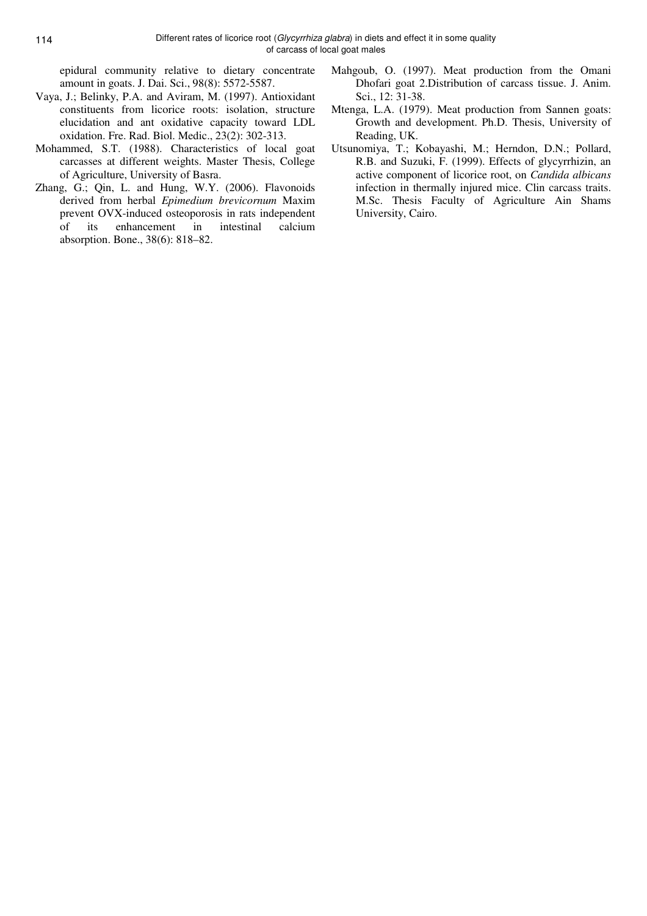epidural community relative to dietary concentrate amount in goats. J. Dai. Sci., 98(8): 5572-5587.

Vaya, J.; Belinky, P.A. and Aviram, M. (1997). Antioxidant constituents from licorice roots: isolation, structure elucidation and ant oxidative capacity toward LDL oxidation. Fre. Rad. Biol. Medic., 23(2): 302-313.

Mohammed, S.T. (1988). Characteristics of local goat carcasses at different weights. Master Thesis, College of Agriculture, University of Basra.

Zhang, G.; Qin, L. and Hung, W.Y. (2006). Flavonoids derived from herbal *Epimedium brevicornum* Maxim prevent OVX-induced osteoporosis in rats independent of its enhancement in intestinal calcium absorption. Bone., 38(6): 818–82.

Mahgoub, O. (1997). Meat production from the Omani Dhofari goat 2.Distribution of carcass tissue. J. Anim. Sci., 12: 31-38.

Mtenga, L.A. (1979). Meat production from Sannen goats: Growth and development. Ph.D. Thesis, University of Reading, UK.

Utsunomiya, T.; Kobayashi, M.; Herndon, D.N.; Pollard, R.B. and Suzuki, F. (1999). Effects of glycyrrhizin, an active component of licorice root, on *Candida albicans* infection in thermally injured mice. Clin carcass traits. M.Sc. Thesis Faculty of Agriculture Ain Shams University, Cairo.